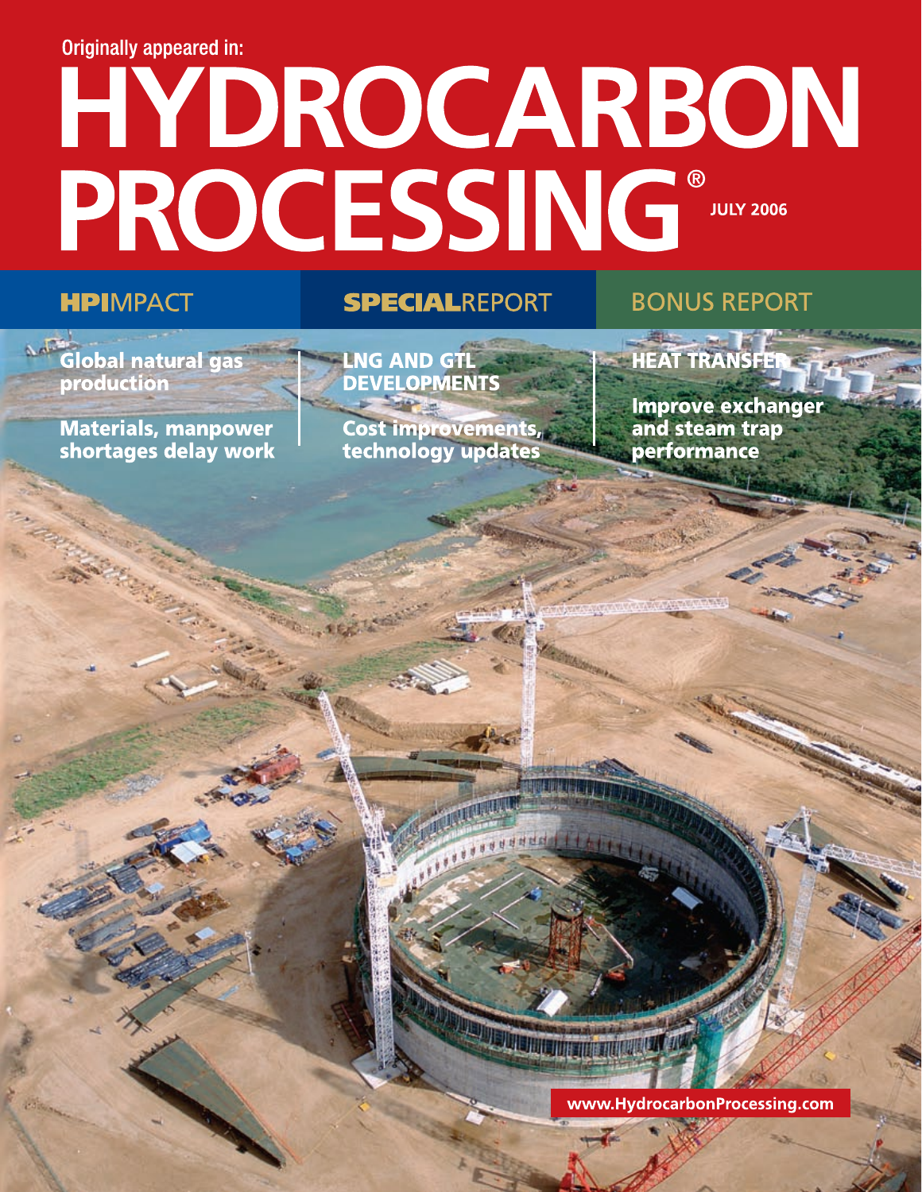Originally appeared in:

# HYDROCARBON PROCESSING®

JULY 2006

## HPIMPACT

**Global natural gas production**

**Materials, manpower shortages delay work**

## SPECIALREPORT

**LNG AND GTL DEVELOPMENTS**

**Cost improvements, technology updates**

## BONUS REPORT

**HEAT TRANSFER**

**Improve exchanger and steam trap performance**

www.HydrocarbonProcessing.com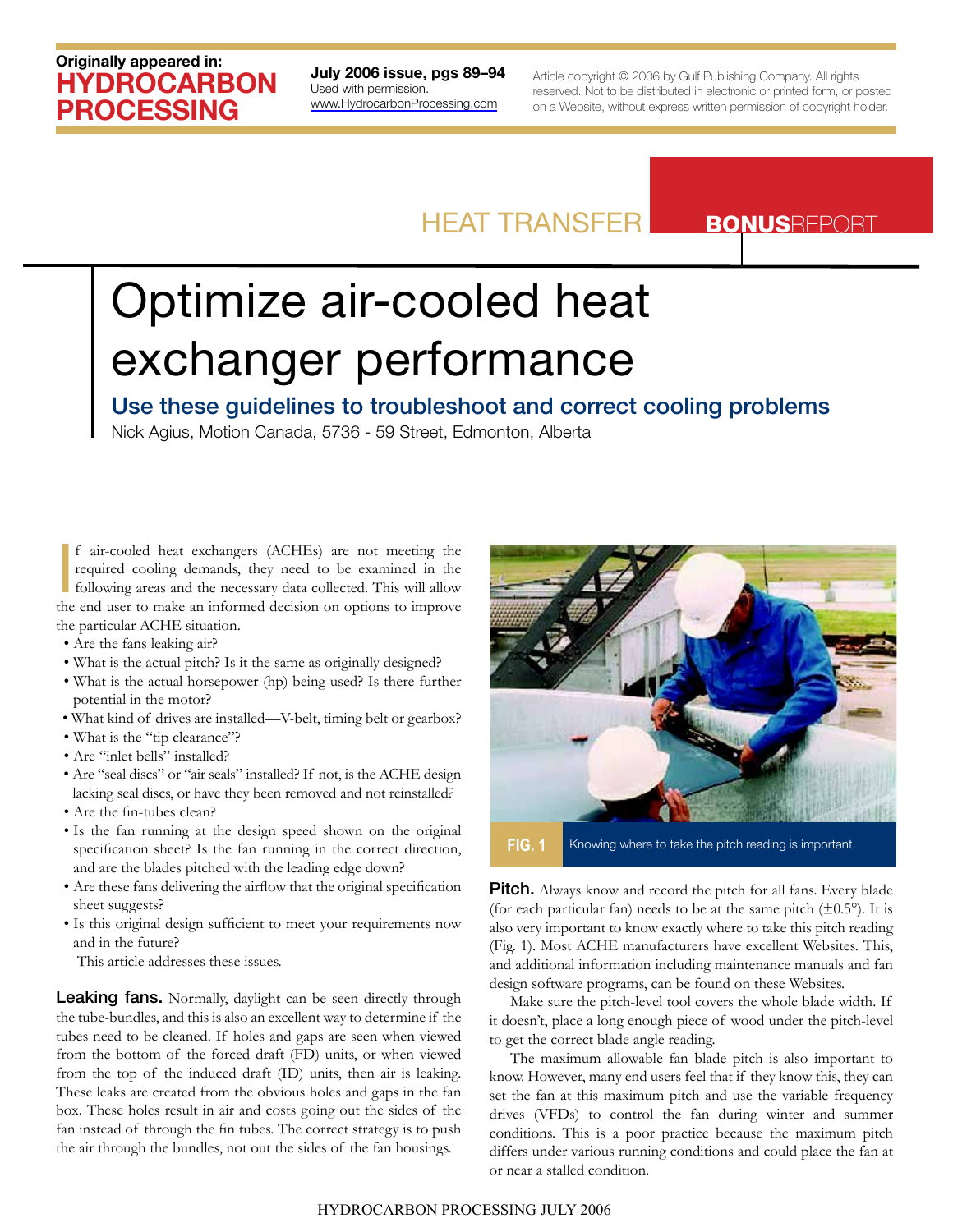Originally appeared in:
**HYDROCARBON PROCESSING**

**July 2006 issue, pgs 89–94**
Used with permission.
www.HydrocarbonProcessing.com

Article copyright © 2006 by Gulf Publishing Company. All rights reserved. Not to be distributed in electronic or printed form, or posted on a Website, without express written permission of copyright holder.

HEAT TRANSFER **BONUS**REPORT

# Optimize air-cooled heat exchanger performance

## Use these guidelines to troubleshoot and correct cooling problems

Nick Agius, Motion Canada, 5736 - 59 Street, Edmonton, Alberta

If air-cooled heat exchangers (ACHEs) are not meeting the required cooling demands, they need to be examined in the following areas and the necessary data collected. This will allow the end user to make an informed decision on options to improve the particular ACHE situation.

- Are the fans leaking air?
- What is the actual pitch? Is it the same as originally designed?
- What is the actual horsepower (hp) being used? Is there further potential in the motor?
- What kind of drives are installed—V-belt, timing belt or gearbox?
- What is the "tip clearance"?
- Are "inlet bells" installed?
- Are "seal discs" or "air seals" installed? If not, is the ACHE design lacking seal discs, or have they been removed and not reinstalled?
- Are the fin-tubes clean?
- Is the fan running at the design speed shown on the original specification sheet? Is the fan running in the correct direction, and are the blades pitched with the leading edge down?
- Are these fans delivering the airflow that the original specification sheet suggests?
- Is this original design sufficient to meet your requirements now and in the future?

This article addresses these issues.

**Leaking fans.** Normally, daylight can be seen directly through the tube-bundles, and this is also an excellent way to determine if the tubes need to be cleaned. If holes and gaps are seen when viewed from the bottom of the forced draft (FD) units, or when viewed from the top of the induced draft (ID) units, then air is leaking. These leaks are created from the obvious holes and gaps in the fan box. These holes result in air and costs going out the sides of the fan instead of through the fin tubes. The correct strategy is to push the air through the bundles, not out the sides of the fan housings.

FIG. 1 Knowing where to take the pitch reading is important.

**Pitch.** Always know and record the pitch for all fans. Every blade (for each particular fan) needs to be at the same pitch (±0.5°). It is also very important to know exactly where to take this pitch reading (Fig. 1). Most ACHE manufacturers have excellent Websites. This, and additional information including maintenance manuals and fan design software programs, can be found on these Websites.

Make sure the pitch-level tool covers the whole blade width. If it doesn't, place a long enough piece of wood under the pitch-level to get the correct blade angle reading.

The maximum allowable fan blade pitch is also important to know. However, many end users feel that if they know this, they can set the fan at this maximum pitch and use the variable frequency drives (VFDs) to control the fan during winter and summer conditions. This is a poor practice because the maximum pitch differs under various running conditions and could place the fan at or near a stalled condition.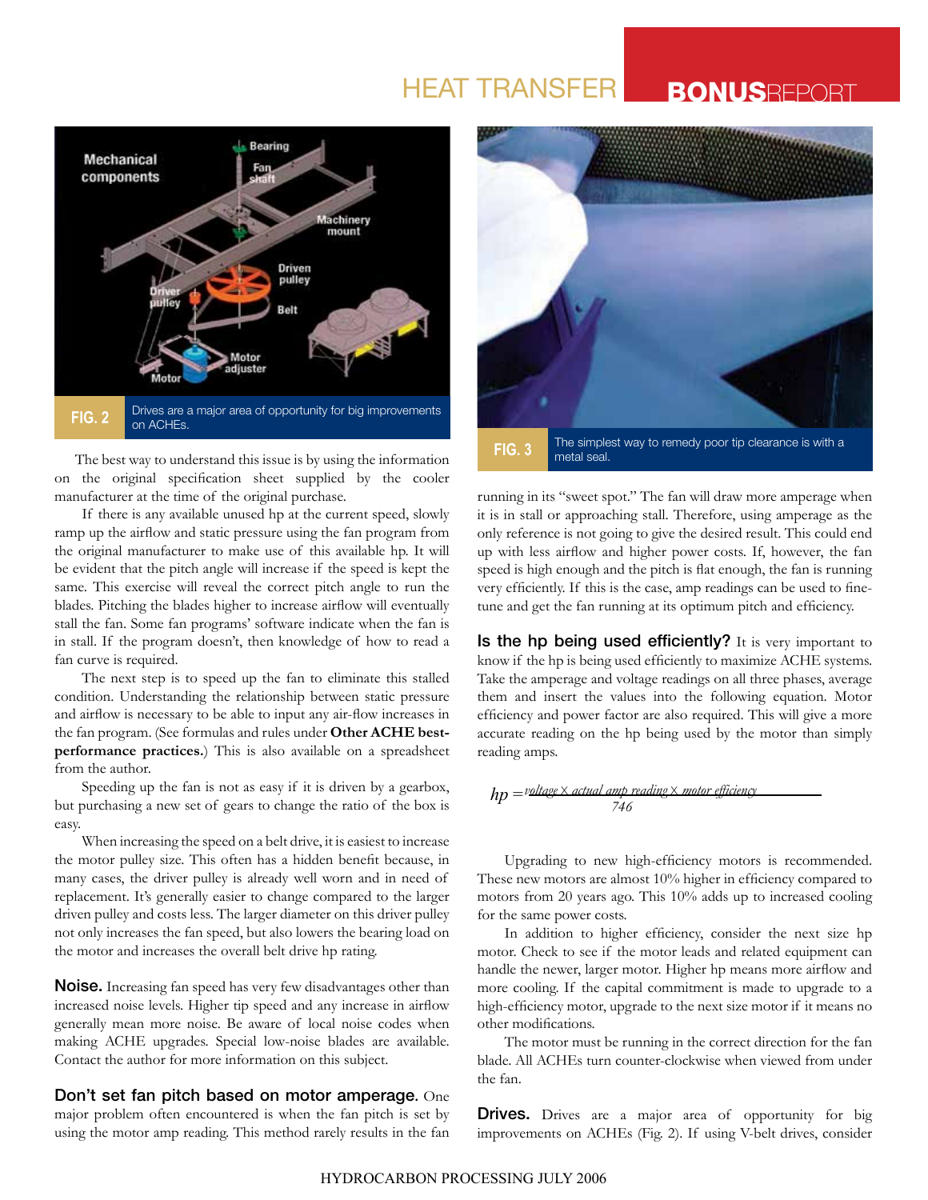FIG. 2 Drives are a major area of opportunity for big improvements on ACHEs.

The best way to understand this issue is by using the information on the original specification sheet supplied by the cooler manufacturer at the time of the original purchase.

If there is any available unused hp at the current speed, slowly ramp up the airflow and static pressure using the fan program from the original manufacturer to make use of this available hp. It will be evident that the pitch angle will increase if the speed is kept the same. This exercise will reveal the correct pitch angle to run the blades. Pitching the blades higher to increase airflow will eventually stall the fan. Some fan programs' software indicate when the fan is in stall. If the program doesn't, then knowledge of how to read a fan curve is required.

The next step is to speed up the fan to eliminate this stalled condition. Understanding the relationship between static pressure and airflow is necessary to be able to input any air-flow increases in the fan program. (See formulas and rules under **Other ACHE best-performance practices.**) This is also available on a spreadsheet from the author.

Speeding up the fan is not as easy if it is driven by a gearbox, but purchasing a new set of gears to change the ratio of the box is easy.

When increasing the speed on a belt drive, it is easiest to increase the motor pulley size. This often has a hidden benefit because, in many cases, the driver pulley is already well worn and in need of replacement. It's generally easier to change compared to the larger driven pulley and costs less. The larger diameter on this driver pulley not only increases the fan speed, but also lowers the bearing load on the motor and increases the overall belt drive hp rating.

**Noise.** Increasing fan speed has very few disadvantages other than increased noise levels. Higher tip speed and any increase in airflow generally mean more noise. Be aware of local noise codes when making ACHE upgrades. Special low-noise blades are available. Contact the author for more information on this subject.

**Don't set fan pitch based on motor amperage.** One major problem often encountered is when the fan pitch is set by using the motor amp reading. This method rarely results in the fan running in its "sweet spot." The fan will draw more amperage when it is in stall or approaching stall. Therefore, using amperage as the only reference is not going to give the desired result. This could end up with less airflow and higher power costs. If, however, the fan speed is high enough and the pitch is flat enough, the fan is running very efficiently. If this is the case, amp readings can be used to fine-tune and get the fan running at its optimum pitch and efficiency.

FIG. 3 The simplest way to remedy poor tip clearance is with a metal seal.

**Is the hp being used efficiently?** It is very important to know if the hp is being used efficiently to maximize ACHE systems. Take the amperage and voltage readings on all three phases, average them and insert the values into the following equation. Motor efficiency and power factor are also required. This will give a more accurate reading on the hp being used by the motor than simply reading amps.

$$hp = \frac{voltage \times actual\ amp\ reading \times motor\ efficiency}{746}$$

Upgrading to new high-efficiency motors is recommended. These new motors are almost 10% higher in efficiency compared to motors from 20 years ago. This 10% adds up to increased cooling for the same power costs.

In addition to higher efficiency, consider the next size hp motor. Check to see if the motor leads and related equipment can handle the newer, larger motor. Higher hp means more airflow and more cooling. If the capital commitment is made to upgrade to a high-efficiency motor, upgrade to the next size motor if it means no other modifications.

The motor must be running in the correct direction for the fan blade. All ACHEs turn counter-clockwise when viewed from under the fan.

**Drives.** Drives are a major area of opportunity for big improvements on ACHEs (Fig. 2). If using V-belt drives, consider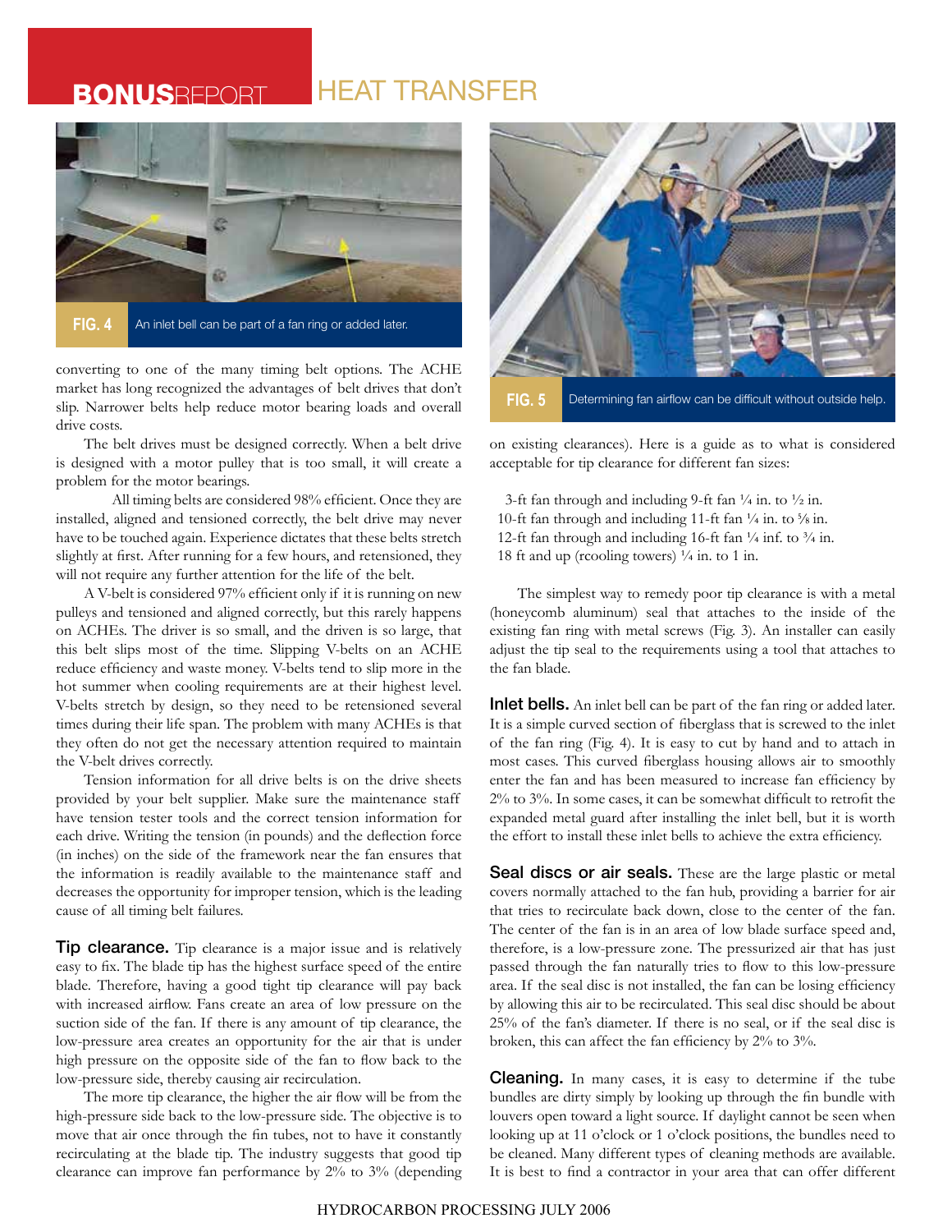FIG. 4 An inlet bell can be part of a fan ring or added later.

converting to one of the many timing belt options. The ACHE market has long recognized the advantages of belt drives that don't slip. Narrower belts help reduce motor bearing loads and overall drive costs.

The belt drives must be designed correctly. When a belt drive is designed with a motor pulley that is too small, it will create a problem for the motor bearings.

All timing belts are considered 98% efficient. Once they are installed, aligned and tensioned correctly, the belt drive may never have to be touched again. Experience dictates that these belts stretch slightly at first. After running for a few hours, and retensioned, they will not require any further attention for the life of the belt.

A V-belt is considered 97% efficient only if it is running on new pulleys and tensioned and aligned correctly, but this rarely happens on ACHEs. The driver is so small, and the driven is so large, that this belt slips most of the time. Slipping V-belts on an ACHE reduce efficiency and waste money. V-belts tend to slip more in the hot summer when cooling requirements are at their highest level. V-belts stretch by design, so they need to be retensioned several times during their life span. The problem with many ACHEs is that they often do not get the necessary attention required to maintain the V-belt drives correctly.

Tension information for all drive belts is on the drive sheets provided by your belt supplier. Make sure the maintenance staff have tension tester tools and the correct tension information for each drive. Writing the tension (in pounds) and the deflection force (in inches) on the side of the framework near the fan ensures that the information is readily available to the maintenance staff and decreases the opportunity for improper tension, which is the leading cause of all timing belt failures.

**Tip clearance.** Tip clearance is a major issue and is relatively easy to fix. The blade tip has the highest surface speed of the entire blade. Therefore, having a good tight tip clearance will pay back with increased airflow. Fans create an area of low pressure on the suction side of the fan. If there is any amount of tip clearance, the low-pressure area creates an opportunity for the air that is under high pressure on the opposite side of the fan to flow back to the low-pressure side, thereby causing air recirculation.

The more tip clearance, the higher the air flow will be from the high-pressure side back to the low-pressure side. The objective is to move that air once through the fin tubes, not to have it constantly recirculating at the blade tip. The industry suggests that good tip clearance can improve fan performance by 2% to 3% (depending on existing clearances). Here is a guide as to what is considered acceptable for tip clearance for different fan sizes:

3-ft fan through and including 9-ft fan ¼ in. to ½ in.
10-ft fan through and including 11-ft fan ¼ in. to ⅝ in.
12-ft fan through and including 16-ft fan ¼ inf. to ¾ in.
18 ft and up (rcooling towers) ¼ in. to 1 in.

FIG. 5 Determining fan airflow can be difficult without outside help.

The simplest way to remedy poor tip clearance is with a metal (honeycomb aluminum) seal that attaches to the inside of the existing fan ring with metal screws (Fig. 3). An installer can easily adjust the tip seal to the requirements using a tool that attaches to the fan blade.

**Inlet bells.** An inlet bell can be part of the fan ring or added later. It is a simple curved section of fiberglass that is screwed to the inlet of the fan ring (Fig. 4). It is easy to cut by hand and to attach in most cases. This curved fiberglass housing allows air to smoothly enter the fan and has been measured to increase fan efficiency by 2% to 3%. In some cases, it can be somewhat difficult to retrofit the expanded metal guard after installing the inlet bell, but it is worth the effort to install these inlet bells to achieve the extra efficiency.

**Seal discs or air seals.** These are the large plastic or metal covers normally attached to the fan hub, providing a barrier for air that tries to recirculate back down, close to the center of the fan. The center of the fan is in an area of low blade surface speed and, therefore, is a low-pressure zone. The pressurized air that has just passed through the fan naturally tries to flow to this low-pressure area. If the seal disc is not installed, the fan can be losing efficiency by allowing this air to be recirculated. This seal disc should be about 25% of the fan's diameter. If there is no seal, or if the seal disc is broken, this can affect the fan efficiency by 2% to 3%.

**Cleaning.** In many cases, it is easy to determine if the tube bundles are dirty simply by looking up through the fin bundle with louvers open toward a light source. If daylight cannot be seen when looking up at 11 o'clock or 1 o'clock positions, the bundles need to be cleaned. Many different types of cleaning methods are available. It is best to find a contractor in your area that can offer different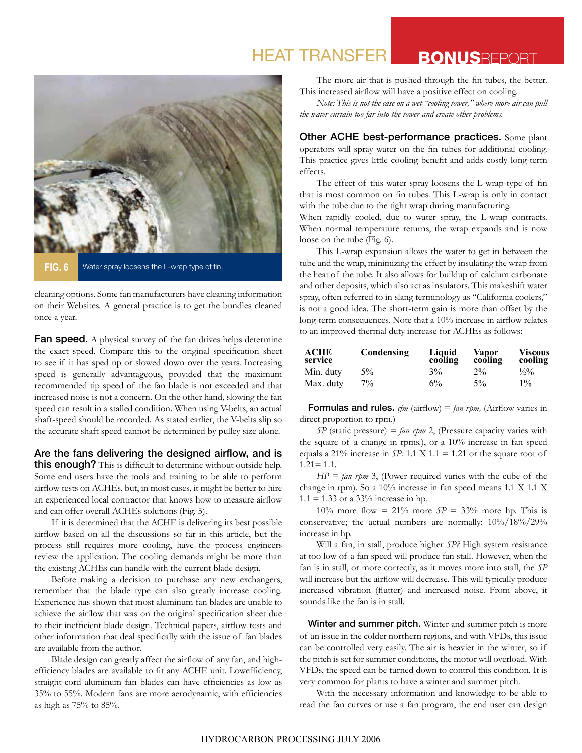cleaning options. Some fan manufacturers have cleaning information on their Websites. A general practice is to get the bundles cleaned once a year.

**Fan speed.** A physical survey of the fan drives helps determine the exact speed. Compare this to the original specification sheet to see if it has sped up or slowed down over the years. Increasing speed is generally advantageous, provided that the maximum recommended tip speed of the fan blade is not exceeded and that increased noise is not a concern. On the other hand, slowing the fan speed can result in a stalled condition. When using V-belts, an actual shaft-speed should be recorded. As stated earlier, the V-belts slip so the accurate shaft speed cannot be determined by pulley size alone.

**Are the fans delivering the designed airflow, and is this enough?** This is difficult to determine without outside help. Some end users have the tools and training to be able to perform airflow tests on ACHEs, but, in most cases, it might be better to hire an experienced local contractor that knows how to measure airflow and can offer overall ACHEs solutions (Fig. 5).

If it is determined that the ACHE is delivering its best possible airflow based on all the discussions so far in this article, but the process still requires more cooling, have the process engineers review the application. The cooling demands might be more than the existing ACHEs can handle with the current blade design.

Before making a decision to purchase any new exchangers, remember that the blade type can also greatly increase cooling. Experience has shown that most aluminum fan blades are unable to achieve the airflow that was on the original specification sheet due to their inefficient blade design. Technical papers, airflow tests and other information that deal specifically with the issue of fan blades are available from the author.

Blade design can greatly affect the airflow of any fan, and high-efficiency blades are available to fit any ACHE unit. Lowefficiency, straight-cord aluminum fan blades can have efficiencies as low as 35% to 55%. Modern fans are more aerodynamic, with efficiencies as high as 75% to 85%.

The more air that is pushed through the fin tubes, the better. This increased airflow will have a positive effect on cooling.

*Note: This is not the case on a wet "cooling tower," where more air can pull the water curtain too far into the tower and create other problems.*

**Other ACHE best-performance practices.** Some plant operators will spray water on the fin tubes for additional cooling. This practice gives little cooling benefit and adds costly long-term effects.

The effect of this water spray loosens the L-wrap-type of fin that is most common on fin tubes. This L-wrap is only in contact with the tube due to the tight wrap during manufacturing.

When rapidly cooled, due to water spray, the L-wrap contracts. When normal temperature returns, the wrap expands and is now loose on the tube (Fig. 6).

FIG. 6 Water spray loosens the L-wrap type of fin.

This L-wrap expansion allows the water to get in between the tube and the wrap, minimizing the effect by insulating the wrap from the heat of the tube. It also allows for buildup of calcium carbonate and other deposits, which also act as insulators. This makeshift water spray, often referred to in slang terminology as "California coolers," is not a good idea. The short-term gain is more than offset by the long-term consequences. Note that a 10% increase in airflow relates to an improved thermal duty increase for ACHEs as follows:

| ACHE service | Condensing | Liquid cooling | Vapor cooling | Viscous cooling |
|---|---|---|---|---|
| Min. duty | 5% | 3% | 2% | ½% |
| Max. duty | 7% | 6% | 5% | 1% |

**Formulas and rules.** *cfm* (airflow) = *fan rpm,* (Airflow varies in direct proportion to rpm.)

*SP* (static pressure) = *fan rpm* 2, (Pressure capacity varies with the square of a change in rpms.), or a 10% increase in fan speed equals a 21% increase in *SP:* 1.1 X 1.1 = 1.21 or the square root of 1.21= 1.1.

*HP* = *fan rpm* 3, (Power required varies with the cube of the change in rpm). So a 10% increase in fan speed means 1.1 X 1.1 X 1.1 = 1.33 or a 33% increase in hp.

10% more flow = 21% more *SP* = 33% more hp. This is conservative; the actual numbers are normally: 10%/18%/29% increase in hp.

Will a fan, in stall, produce higher *SP?* High system resistance at too low of a fan speed will produce fan stall. However, when the fan is in stall, or more correctly, as it moves more into stall, the *SP* will increase but the airflow will decrease. This will typically produce increased vibration (flutter) and increased noise. From above, it sounds like the fan is in stall.

**Winter and summer pitch.** Winter and summer pitch is more of an issue in the colder northern regions, and with VFDs, this issue can be controlled very easily. The air is heavier in the winter, so if the pitch is set for summer conditions, the motor will overload. With VFDs, the speed can be turned down to control this condition. It is very common for plants to have a winter and summer pitch.

With the necessary information and knowledge to be able to read the fan curves or use a fan program, the end user can design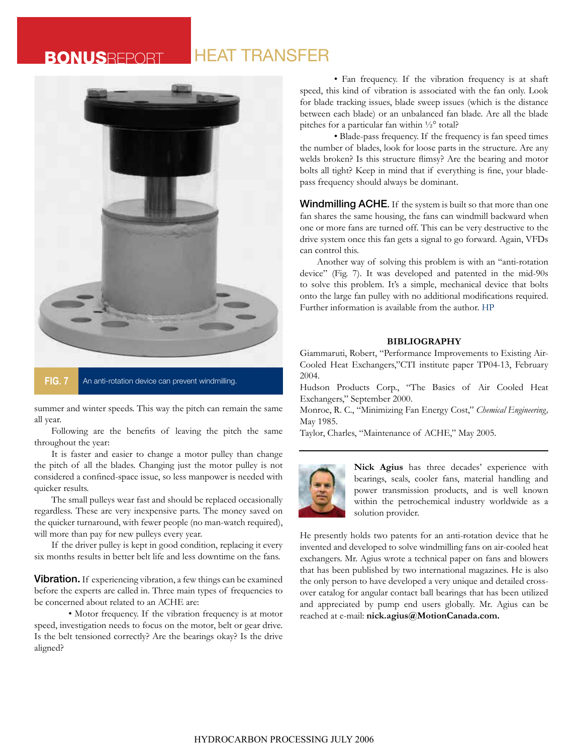FIG. 7 An anti-rotation device can prevent windmilling.

summer and winter speeds. This way the pitch can remain the same all year.

Following are the benefits of leaving the pitch the same throughout the year:

It is faster and easier to change a motor pulley than change the pitch of all the blades. Changing just the motor pulley is not considered a confined-space issue, so less manpower is needed with quicker results.

The small pulleys wear fast and should be replaced occasionally regardless. These are very inexpensive parts. The money saved on the quicker turnaround, with fewer people (no man-watch required), will more than pay for new pulleys every year.

If the driver pulley is kept in good condition, replacing it every six months results in better belt life and less downtime on the fans.

**Vibration.** If experiencing vibration, a few things can be examined before the experts are called in. Three main types of frequencies to be concerned about related to an ACHE are:

- Motor frequency. If the vibration frequency is at motor speed, investigation needs to focus on the motor, belt or gear drive. Is the belt tensioned correctly? Are the bearings okay? Is the drive aligned?
- Fan frequency. If the vibration frequency is at shaft speed, this kind of vibration is associated with the fan only. Look for blade tracking issues, blade sweep issues (which is the distance between each blade) or an unbalanced fan blade. Are all the blade pitches for a particular fan within ½° total?
- Blade-pass frequency. If the frequency is fan speed times the number of blades, look for loose parts in the structure. Are any welds broken? Is this structure flimsy? Are the bearing and motor bolts all tight? Keep in mind that if everything is fine, your blade-pass frequency should always be dominant.

**Windmilling ACHE.** If the system is built so that more than one fan shares the same housing, the fans can windmill backward when one or more fans are turned off. This can be very destructive to the drive system once this fan gets a signal to go forward. Again, VFDs can control this.

Another way of solving this problem is with an "anti-rotation device" (Fig. 7). It was developed and patented in the mid-90s to solve this problem. It's a simple, mechanical device that bolts onto the large fan pulley with no additional modifications required. Further information is available from the author. HP

**BIBLIOGRAPHY**

Giammaruti, Robert, "Performance Improvements to Existing Air-Cooled Heat Exchangers,"CTI institute paper TP04-13, February 2004.

Hudson Products Corp., "The Basics of Air Cooled Heat Exchangers," September 2000.

Monroe, R. C., "Minimizing Fan Energy Cost," *Chemical Engineering,* May 1985.

Taylor, Charles, "Maintenance of ACHE," May 2005.

**Nick Agius** has three decades' experience with bearings, seals, cooler fans, material handling and power transmission products, and is well known within the petrochemical industry worldwide as a solution provider.

He presently holds two patents for an anti-rotation device that he invented and developed to solve windmilling fans on air-cooled heat exchangers. Mr. Agius wrote a technical paper on fans and blowers that has been published by two international magazines. He is also the only person to have developed a very unique and detailed cross-over catalog for angular contact ball bearings that has been utilized and appreciated by pump end users globally. Mr. Agius can be reached at e-mail: **nick.agius@MotionCanada.com.**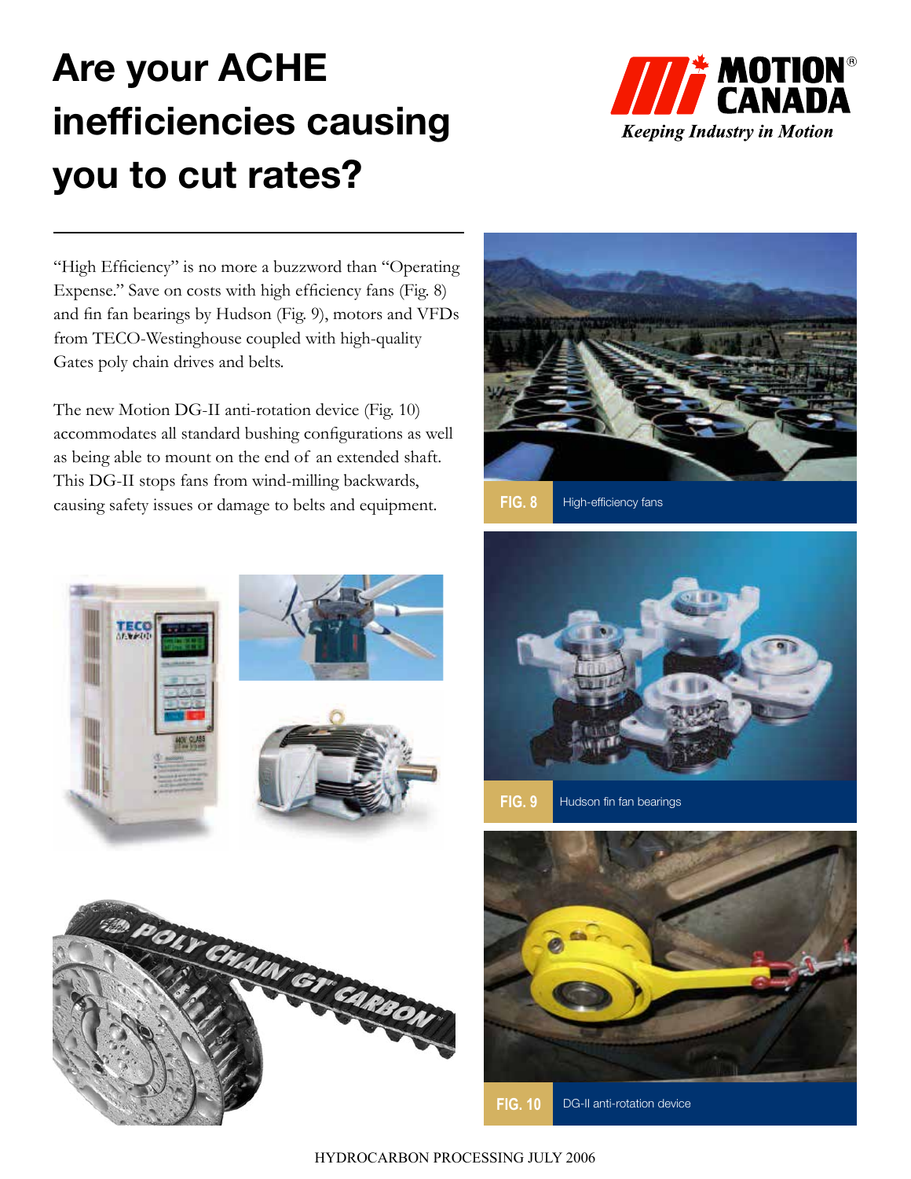# Are your ACHE inefficiencies causing you to cut rates?

MOTION CANADA®
*Keeping Industry in Motion*

"High Efficiency" is no more a buzzword than "Operating Expense." Save on costs with high efficiency fans (Fig. 8) and fin fan bearings by Hudson (Fig. 9), motors and VFDs from TECO-Westinghouse coupled with high-quality Gates poly chain drives and belts.

The new Motion DG-II anti-rotation device (Fig. 10) accommodates all standard bushing configurations as well as being able to mount on the end of an extended shaft. This DG-II stops fans from wind-milling backwards, causing safety issues or damage to belts and equipment.

**FIG. 8** High-efficiency fans

**FIG. 9** Hudson fin fan bearings

**FIG. 10** DG-II anti-rotation device

HYDROCARBON PROCESSING JULY 2006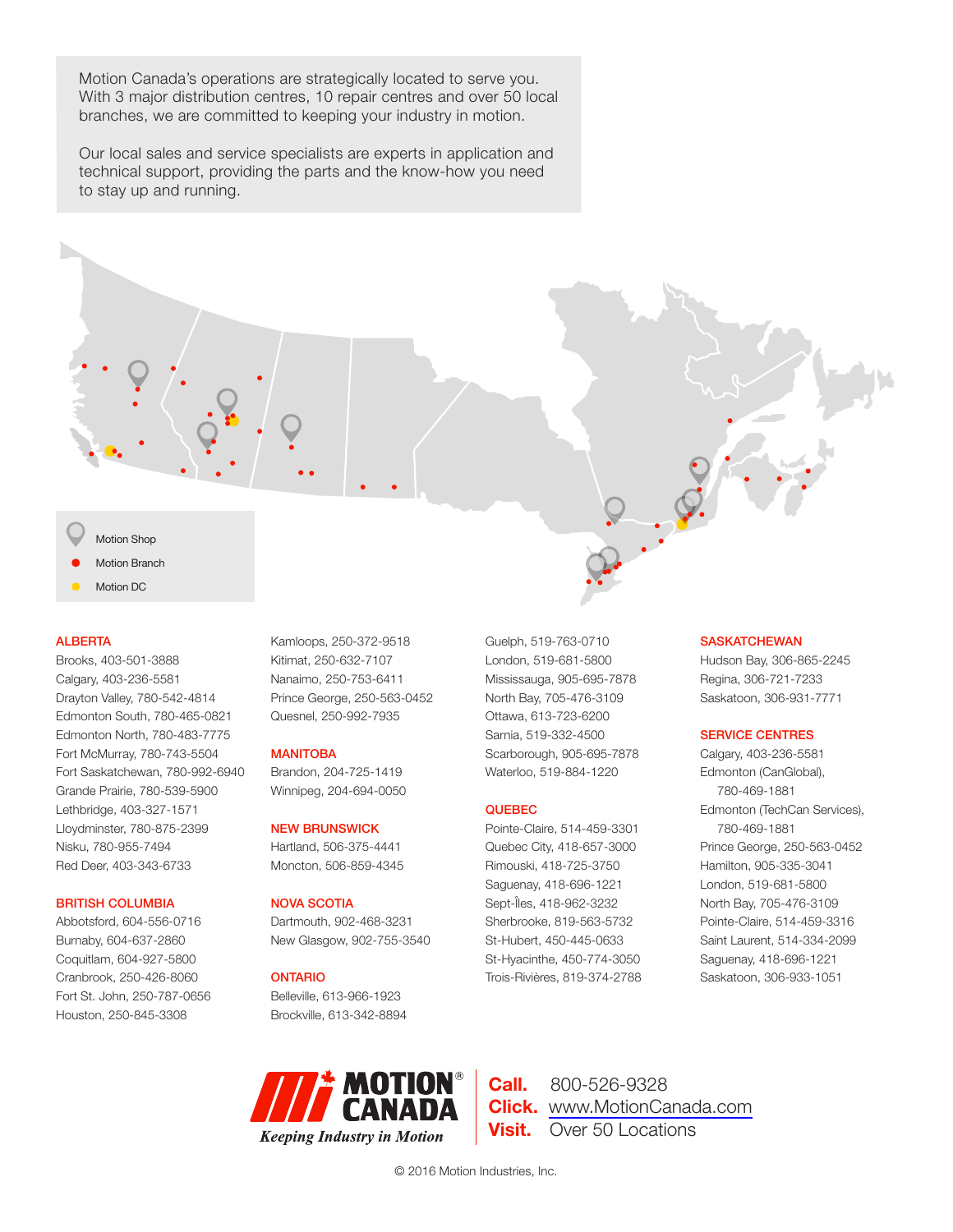Motion Canada's operations are strategically located to serve you. With 3 major distribution centres, 10 repair centres and over 50 local branches, we are committed to keeping your industry in motion.

Our local sales and service specialists are experts in application and technical support, providing the parts and the know-how you need to stay up and running.

Motion Shop

Motion Branch

Motion DC

### ALBERTA

Brooks, 403-501-3888
Calgary, 403-236-5581
Drayton Valley, 780-542-4814
Edmonton South, 780-465-0821
Edmonton North, 780-483-7775
Fort McMurray, 780-743-5504
Fort Saskatchewan, 780-992-6940
Grande Prairie, 780-539-5900
Lethbridge, 403-327-1571
Lloydminster, 780-875-2399
Nisku, 780-955-7494
Red Deer, 403-343-6733

### BRITISH COLUMBIA

Abbotsford, 604-556-0716
Burnaby, 604-637-2860
Coquitlam, 604-927-5800
Cranbrook, 250-426-8060
Fort St. John, 250-787-0656
Houston, 250-845-3308
Kamloops, 250-372-9518
Kitimat, 250-632-7107
Nanaimo, 250-753-6411
Prince George, 250-563-0452
Quesnel, 250-992-7935

### MANITOBA

Brandon, 204-725-1419
Winnipeg, 204-694-0050

### NEW BRUNSWICK

Hartland, 506-375-4441
Moncton, 506-859-4345

### NOVA SCOTIA

Dartmouth, 902-468-3231
New Glasgow, 902-755-3540

### ONTARIO

Belleville, 613-966-1923
Brockville, 613-342-8894
Guelph, 519-763-0710
London, 519-681-5800
Mississauga, 905-695-7878
North Bay, 705-476-3109
Ottawa, 613-723-6200
Sarnia, 519-332-4500
Scarborough, 905-695-7878
Waterloo, 519-884-1220

### QUEBEC

Pointe-Claire, 514-459-3301
Quebec City, 418-657-3000
Rimouski, 418-725-3750
Saguenay, 418-696-1221
Sept-Îles, 418-962-3232
Sherbrooke, 819-563-5732
St-Hubert, 450-445-0633
St-Hyacinthe, 450-774-3050
Trois-Rivières, 819-374-2788

### SASKATCHEWAN

Hudson Bay, 306-865-2245
Regina, 306-721-7233
Saskatoon, 306-931-7771

### SERVICE CENTRES

Calgary, 403-236-5581
Edmonton (CanGlobal), 780-469-1881
Edmonton (TechCan Services), 780-469-1881
Prince George, 250-563-0452
Hamilton, 905-335-3041
London, 519-681-5800
North Bay, 705-476-3109
Pointe-Claire, 514-459-3316
Saint Laurent, 514-334-2099
Saguenay, 418-696-1221
Saskatoon, 306-933-1051

MOTION® CANADA
*Keeping Industry in Motion*

**Call.** 800-526-9328
**Click.** www.MotionCanada.com
**Visit.** Over 50 Locations

© 2016 Motion Industries, Inc.